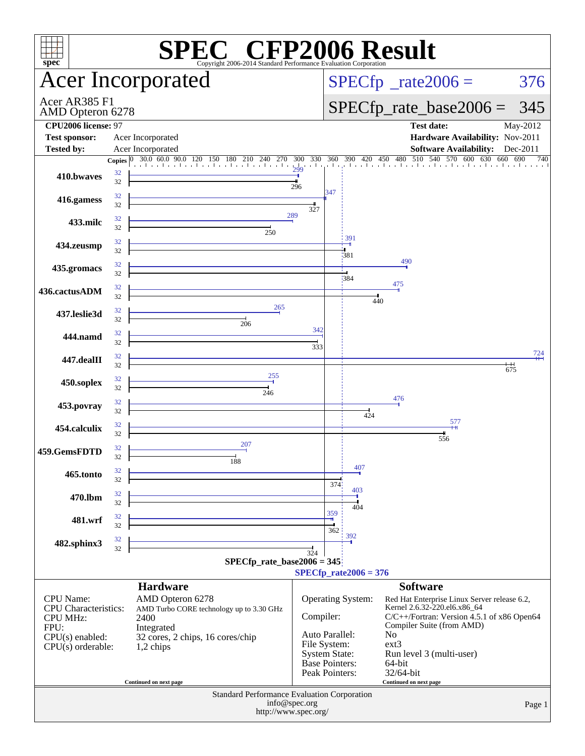# SPEC CFP2006 Result

Copyright 2006-2014 Standard Performance Evaluation Corporation

## Acer Incorporated

Acer AR385 F1
AMD Opteron 6278

SPECfp_rate2006 = 376

SPECfp_rate_base2006 = 345

| | | | |
|---|---|---|---|
| **CPU2006 license:** 97 | | **Test date:** | May-2012 |
| **Test sponsor:** | Acer Incorporated | **Hardware Availability:** | Nov-2011 |
| **Tested by:** | Acer Incorporated | **Software Availability:** | Dec-2011 |

| Benchmark | Copies (peak) | Peak | Copies (base) | Base |
|---|---|---|---|---|
| 410.bwaves | 32 | 299 | 32 | 296 |
| 416.gamess | 32 | 347 | 32 | 327 |
| 433.milc | 32 | 289 | 32 | 250 |
| 434.zeusmp | 32 | 391 | 32 | 381 |
| 435.gromacs | 32 | 490 | 32 | 384 |
| 436.cactusADM | 32 | 475 | 32 | 440 |
| 437.leslie3d | 32 | 265 | 32 | 206 |
| 444.namd | 32 | 342 | 32 | 333 |
| 447.dealII | 32 | 724 | 32 | 675 |
| 450.soplex | 32 | 255 | 32 | 246 |
| 453.povray | 32 | 476 | 32 | 424 |
| 454.calculix | 32 | 577 | 32 | 556 |
| 459.GemsFDTD | 32 | 207 | 32 | 188 |
| 465.tonto | 32 | 407 | 32 | 374 |
| 470.lbm | 32 | 403 | 32 | 404 |
| 481.wrf | 32 | 359 | 32 | 362 |
| 482.sphinx3 | 32 | 392 | 32 | 324 |

SPECfp_rate_base2006 = 345

SPECfp_rate2006 = 376

### Hardware

| | |
|---|---|
| CPU Name: | AMD Opteron 6278 |
| CPU Characteristics: | AMD Turbo CORE technology up to 3.30 GHz |
| CPU MHz: | 2400 |
| FPU: | Integrated |
| CPU(s) enabled: | 32 cores, 2 chips, 16 cores/chip |
| CPU(s) orderable: | 1,2 chips |

Continued on next page

### Software

| | |
|---|---|
| Operating System: | Red Hat Enterprise Linux Server release 6.2, Kernel 2.6.32-220.el6.x86_64 |
| Compiler: | C/C++/Fortran: Version 4.5.1 of x86 Open64 Compiler Suite (from AMD) |
| Auto Parallel: | No |
| File System: | ext3 |
| System State: | Run level 3 (multi-user) |
| Base Pointers: | 64-bit |
| Peak Pointers: | 32/64-bit |

Continued on next page

Standard Performance Evaluation Corporation
info@spec.org
http://www.spec.org/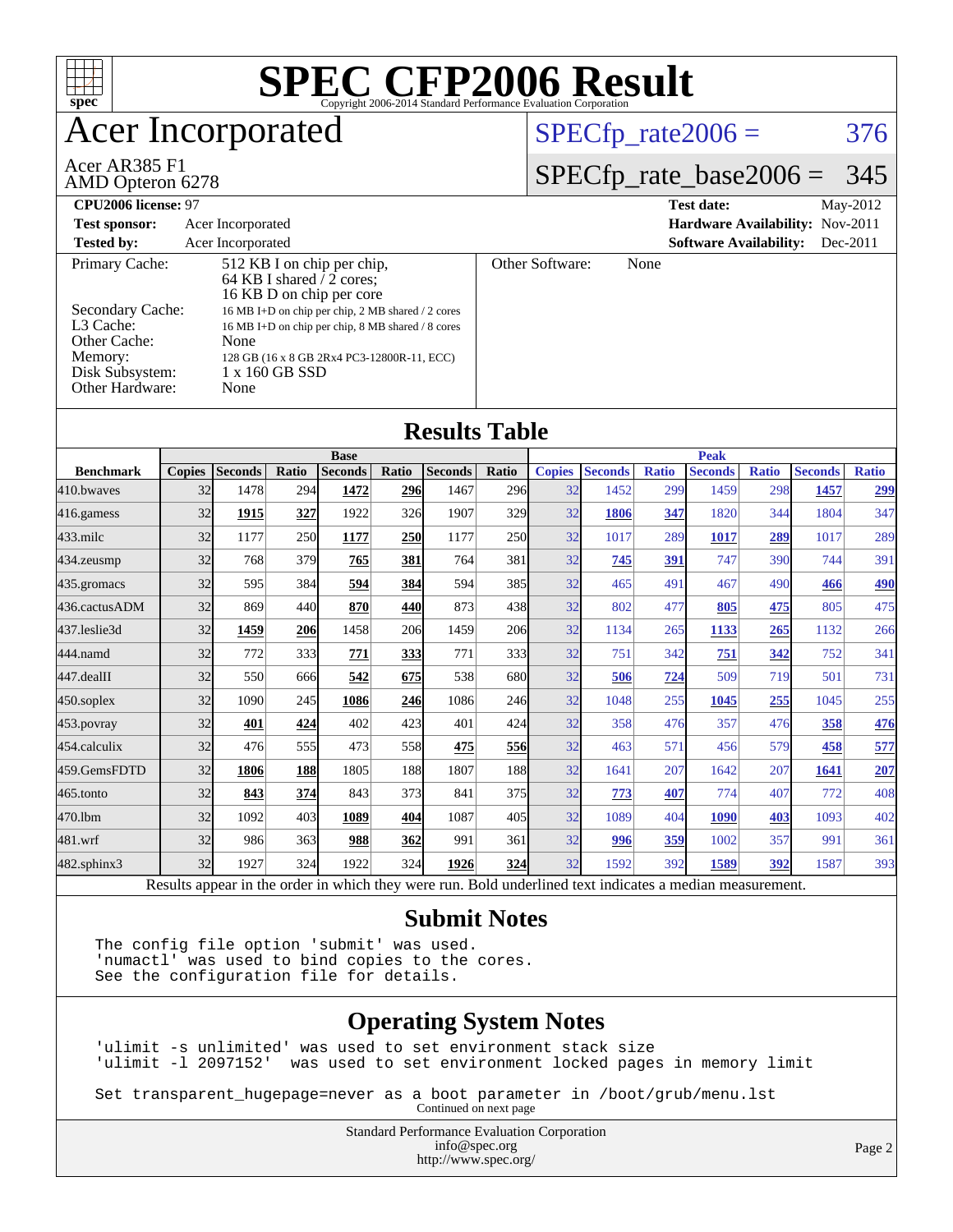# SPEC CFP2006 Result

Copyright 2006-2014 Standard Performance Evaluation Corporation

## Acer Incorporated

Acer AR385 F1
AMD Opteron 6278

SPECfp_rate2006 = 376

SPECfp_rate_base2006 = 345

| | | | |
|---|---|---|---|
| **CPU2006 license:** 97 | | **Test date:** | May-2012 |
| **Test sponsor:** | Acer Incorporated | **Hardware Availability:** | Nov-2011 |
| **Tested by:** | Acer Incorporated | **Software Availability:** | Dec-2011 |

| | |
|---|---|
| Primary Cache: | 512 KB I on chip per chip, 64 KB I shared / 2 cores; 16 KB D on chip per core |
| Secondary Cache: | 16 MB I+D on chip per chip, 2 MB shared / 2 cores |
| L3 Cache: | 16 MB I+D on chip per chip, 8 MB shared / 8 cores |
| Other Cache: | None |
| Memory: | 128 GB (16 x 8 GB 2Rx4 PC3-12800R-11, ECC) |
| Disk Subsystem: | 1 x 160 GB SSD |
| Other Hardware: | None |
| Other Software: | None |

## Results Table

| Benchmark | Base | | | | | | | Peak | | | | | | |
|---|---|---|---|---|---|---|---|---|---|---|---|---|---|---|
| | Copies | Seconds | Ratio | Seconds | Ratio | Seconds | Ratio | Copies | Seconds | Ratio | Seconds | Ratio | Seconds | Ratio |
| 410.bwaves | 32 | 1478 | 294 | **1472** | **296** | 1467 | 296 | 32 | 1452 | 299 | 1459 | 298 | **1457** | **299** |
| 416.gamess | 32 | **1915** | **327** | 1922 | 326 | 1907 | 329 | 32 | **1806** | **347** | 1820 | 344 | 1804 | 347 |
| 433.milc | 32 | 1177 | 250 | **1177** | **250** | 1177 | 250 | 32 | 1017 | 289 | **1017** | **289** | 1017 | 289 |
| 434.zeusmp | 32 | 768 | 379 | **765** | **381** | 764 | 381 | 32 | **745** | **391** | 747 | 390 | 744 | 391 |
| 435.gromacs | 32 | 595 | 384 | **594** | **384** | 594 | 385 | 32 | 465 | 491 | 467 | 490 | **466** | **490** |
| 436.cactusADM | 32 | 869 | 440 | **870** | **440** | 873 | 438 | 32 | 802 | 477 | **805** | **475** | 805 | 475 |
| 437.leslie3d | 32 | **1459** | **206** | 1458 | 206 | 1459 | 206 | 32 | 1134 | 265 | **1133** | **265** | 1132 | 266 |
| 444.namd | 32 | 772 | 333 | **771** | **333** | 771 | 333 | 32 | 751 | 342 | **751** | **342** | 752 | 341 |
| 447.dealII | 32 | 550 | 666 | **542** | **675** | 538 | 680 | 32 | **506** | **724** | 509 | 719 | 501 | 731 |
| 450.soplex | 32 | 1090 | 245 | **1086** | **246** | 1086 | 246 | 32 | 1048 | 255 | **1045** | **255** | 1045 | 255 |
| 453.povray | 32 | **401** | **424** | 402 | 423 | 401 | 424 | 32 | 358 | 476 | 357 | 476 | **358** | **476** |
| 454.calculix | 32 | 476 | 555 | 473 | 558 | **475** | **556** | 32 | 463 | 571 | 456 | 579 | **458** | **577** |
| 459.GemsFDTD | 32 | **1806** | **188** | 1805 | 188 | 1807 | 188 | 32 | 1641 | 207 | 1642 | 207 | **1641** | **207** |
| 465.tonto | 32 | **843** | **374** | 843 | 373 | 841 | 375 | 32 | **773** | **407** | 774 | 407 | 772 | 408 |
| 470.lbm | 32 | 1092 | 403 | **1089** | **404** | 1087 | 405 | 32 | 1089 | 404 | **1090** | **403** | 1093 | 402 |
| 481.wrf | 32 | 986 | 363 | **988** | **362** | 991 | 361 | 32 | **996** | **359** | 1002 | 357 | 991 | 361 |
| 482.sphinx3 | 32 | 1927 | 324 | 1922 | 324 | **1926** | **324** | 32 | 1592 | 392 | **1589** | **392** | 1587 | 393 |

Results appear in the order in which they were run. Bold underlined text indicates a median measurement.

## Submit Notes

```
The config file option 'submit' was used.
'numactl' was used to bind copies to the cores.
See the configuration file for details.
```

## Operating System Notes

```
'ulimit -s unlimited' was used to set environment stack size
'ulimit -l 2097152'  was used to set environment locked pages in memory limit

Set transparent_hugepage=never as a boot parameter in /boot/grub/menu.lst
```

Continued on next page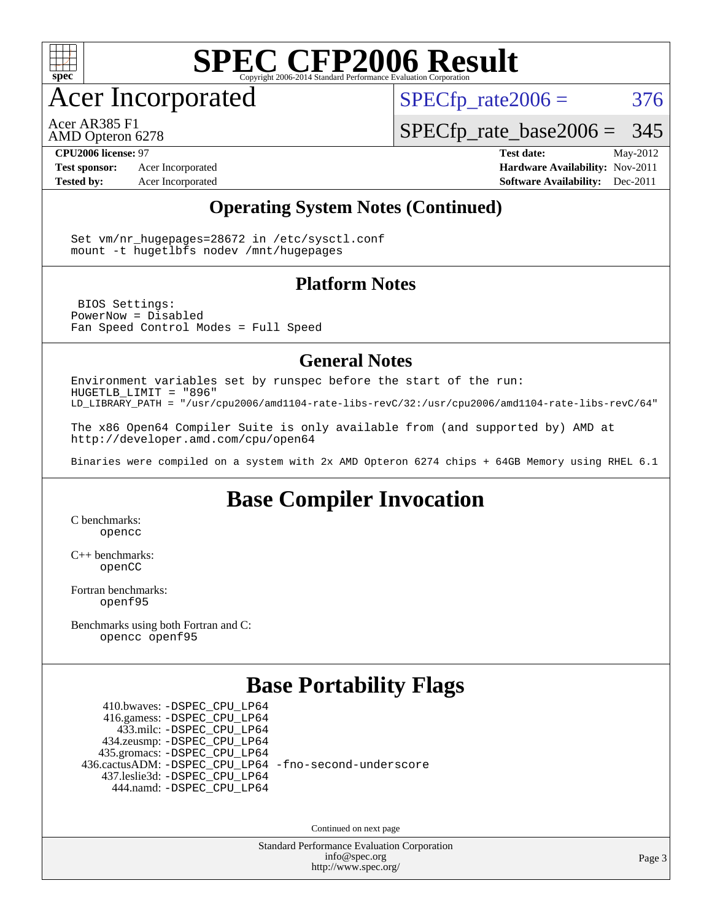# Acer Incorporated

Acer AR385 F1
AMD Opteron 6278

SPECfp_rate2006 = 376

SPECfp_rate_base2006 = 345

**CPU2006 license:** 97
**Test sponsor:** Acer Incorporated
**Tested by:** Acer Incorporated

**Test date:** May-2012
**Hardware Availability:** Nov-2011
**Software Availability:** Dec-2011

## Operating System Notes (Continued)

```
Set vm/nr_hugepages=28672 in /etc/sysctl.conf
mount -t hugetlbfs nodev /mnt/hugepages
```

## Platform Notes

```
 BIOS Settings:
PowerNow = Disabled
Fan Speed Control Modes = Full Speed
```

## General Notes

```
Environment variables set by runspec before the start of the run:
HUGETLB_LIMIT = "896"
LD_LIBRARY_PATH = "/usr/cpu2006/amd1104-rate-libs-revC/32:/usr/cpu2006/amd1104-rate-libs-revC/64"

The x86 Open64 Compiler Suite is only available from (and supported by) AMD at
http://developer.amd.com/cpu/open64

Binaries were compiled on a system with 2x AMD Opteron 6274 chips + 64GB Memory using RHEL 6.1
```

## Base Compiler Invocation

C benchmarks:
 opencc

C++ benchmarks:
 openCC

Fortran benchmarks:
 openf95

Benchmarks using both Fortran and C:
 opencc openf95

## Base Portability Flags

410.bwaves: -DSPEC_CPU_LP64
416.gamess: -DSPEC_CPU_LP64
433.milc: -DSPEC_CPU_LP64
434.zeusmp: -DSPEC_CPU_LP64
435.gromacs: -DSPEC_CPU_LP64
436.cactusADM: -DSPEC_CPU_LP64 -fno-second-underscore
437.leslie3d: -DSPEC_CPU_LP64
444.namd: -DSPEC_CPU_LP64

Continued on next page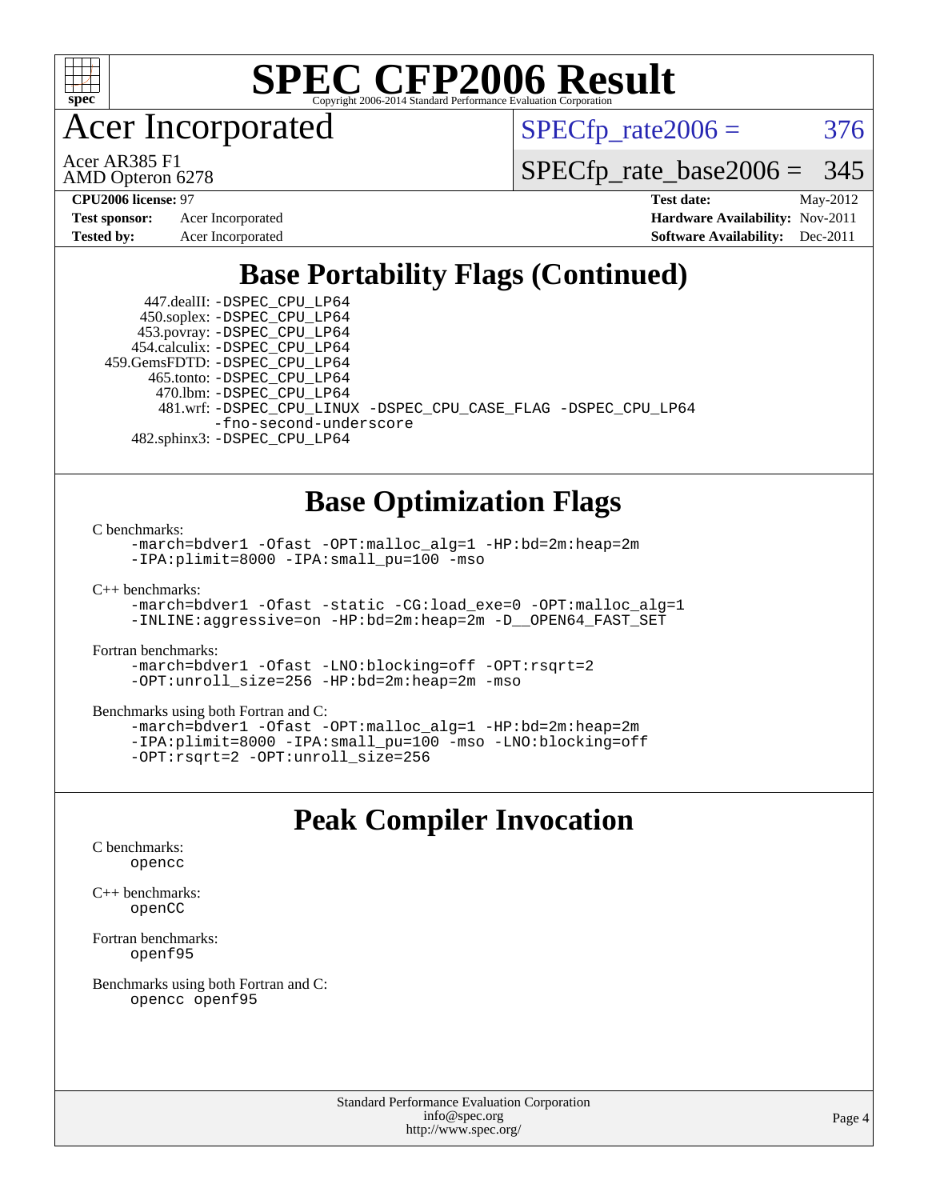## Base Portability Flags (Continued)

447.dealII: -DSPEC_CPU_LP64
450.soplex: -DSPEC_CPU_LP64
453.povray: -DSPEC_CPU_LP64
454.calculix: -DSPEC_CPU_LP64
459.GemsFDTD: -DSPEC_CPU_LP64
465.tonto: -DSPEC_CPU_LP64
470.lbm: -DSPEC_CPU_LP64
481.wrf: -DSPEC_CPU_LINUX -DSPEC_CPU_CASE_FLAG -DSPEC_CPU_LP64 -fno-second-underscore
482.sphinx3: -DSPEC_CPU_LP64

## Base Optimization Flags

C benchmarks:

```
-march=bdver1 -Ofast -OPT:malloc_alg=1 -HP:bd=2m:heap=2m
-IPA:plimit=8000 -IPA:small_pu=100 -mso
```

C++ benchmarks:

```
-march=bdver1 -Ofast -static -CG:load_exe=0 -OPT:malloc_alg=1
-INLINE:aggressive=on -HP:bd=2m:heap=2m -D__OPEN64_FAST_SET
```

Fortran benchmarks:

```
-march=bdver1 -Ofast -LNO:blocking=off -OPT:rsqrt=2
-OPT:unroll_size=256 -HP:bd=2m:heap=2m -mso
```

Benchmarks using both Fortran and C:

```
-march=bdver1 -Ofast -OPT:malloc_alg=1 -HP:bd=2m:heap=2m
-IPA:plimit=8000 -IPA:small_pu=100 -mso -LNO:blocking=off
-OPT:rsqrt=2 -OPT:unroll_size=256
```

## Peak Compiler Invocation

C benchmarks:

```
opencc
```

C++ benchmarks:

```
openCC
```

Fortran benchmarks:

```
openf95
```

Benchmarks using both Fortran and C:

```
opencc openf95
```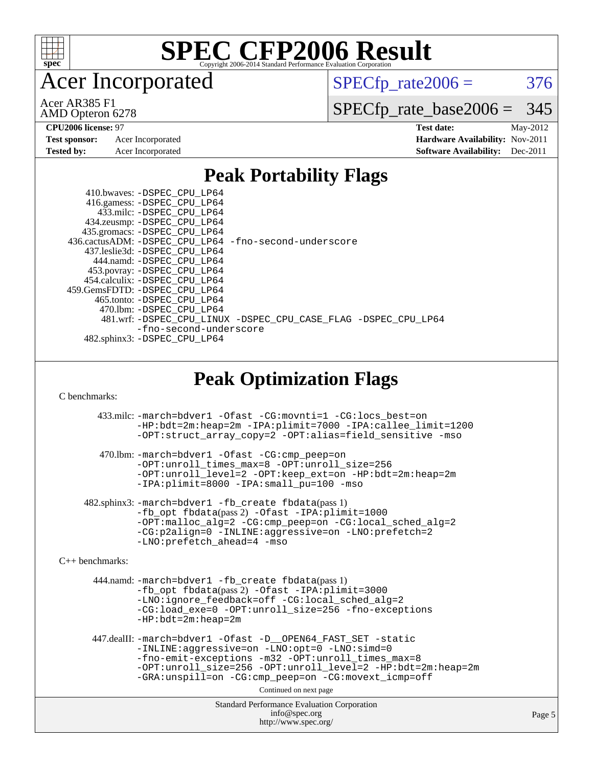# Acer Incorporated

Acer AR385 F1
AMD Opteron 6278

SPECfp_rate2006 = 376

SPECfp_rate_base2006 = 345

| | | | |
|---|---|---|---|
| **CPU2006 license:** 97 | | **Test date:** | May-2012 |
| **Test sponsor:** | Acer Incorporated | **Hardware Availability:** | Nov-2011 |
| **Tested by:** | Acer Incorporated | **Software Availability:** | Dec-2011 |

## Peak Portability Flags

410.bwaves: -DSPEC_CPU_LP64
416.gamess: -DSPEC_CPU_LP64
433.milc: -DSPEC_CPU_LP64
434.zeusmp: -DSPEC_CPU_LP64
435.gromacs: -DSPEC_CPU_LP64
436.cactusADM: -DSPEC_CPU_LP64 -fno-second-underscore
437.leslie3d: -DSPEC_CPU_LP64
444.namd: -DSPEC_CPU_LP64
453.povray: -DSPEC_CPU_LP64
454.calculix: -DSPEC_CPU_LP64
459.GemsFDTD: -DSPEC_CPU_LP64
465.tonto: -DSPEC_CPU_LP64
470.lbm: -DSPEC_CPU_LP64
481.wrf: -DSPEC_CPU_LINUX -DSPEC_CPU_CASE_FLAG -DSPEC_CPU_LP64 -fno-second-underscore
482.sphinx3: -DSPEC_CPU_LP64

## Peak Optimization Flags

C benchmarks:

433.milc: -march=bdver1 -Ofast -CG:movnti=1 -CG:locs_best=on -HP:bdt=2m:heap=2m -IPA:plimit=7000 -IPA:callee_limit=1200 -OPT:struct_array_copy=2 -OPT:alias=field_sensitive -mso

470.lbm: -march=bdver1 -Ofast -CG:cmp_peep=on -OPT:unroll_times_max=8 -OPT:unroll_size=256 -OPT:unroll_level=2 -OPT:keep_ext=on -HP:bdt=2m:heap=2m -IPA:plimit=8000 -IPA:small_pu=100 -mso

482.sphinx3: -march=bdver1 -fb_create fbdata(pass 1) -fb_opt fbdata(pass 2) -Ofast -IPA:plimit=1000 -OPT:malloc_alg=2 -CG:cmp_peep=on -CG:local_sched_alg=2 -CG:p2align=0 -INLINE:aggressive=on -LNO:prefetch=2 -LNO:prefetch_ahead=4 -mso

C++ benchmarks:

444.namd: -march=bdver1 -fb_create fbdata(pass 1) -fb_opt fbdata(pass 2) -Ofast -IPA:plimit=3000 -LNO:ignore_feedback=off -CG:local_sched_alg=2 -CG:load_exe=0 -OPT:unroll_size=256 -fno-exceptions -HP:bdt=2m:heap=2m

447.dealII: -march=bdver1 -Ofast -D__OPEN64_FAST_SET -static -INLINE:aggressive=on -LNO:opt=0 -LNO:simd=0 -fno-emit-exceptions -m32 -OPT:unroll_times_max=8 -OPT:unroll_size=256 -OPT:unroll_level=2 -HP:bdt=2m:heap=2m -GRA:unspill=on -CG:cmp_peep=on -CG:movext_icmp=off

Continued on next page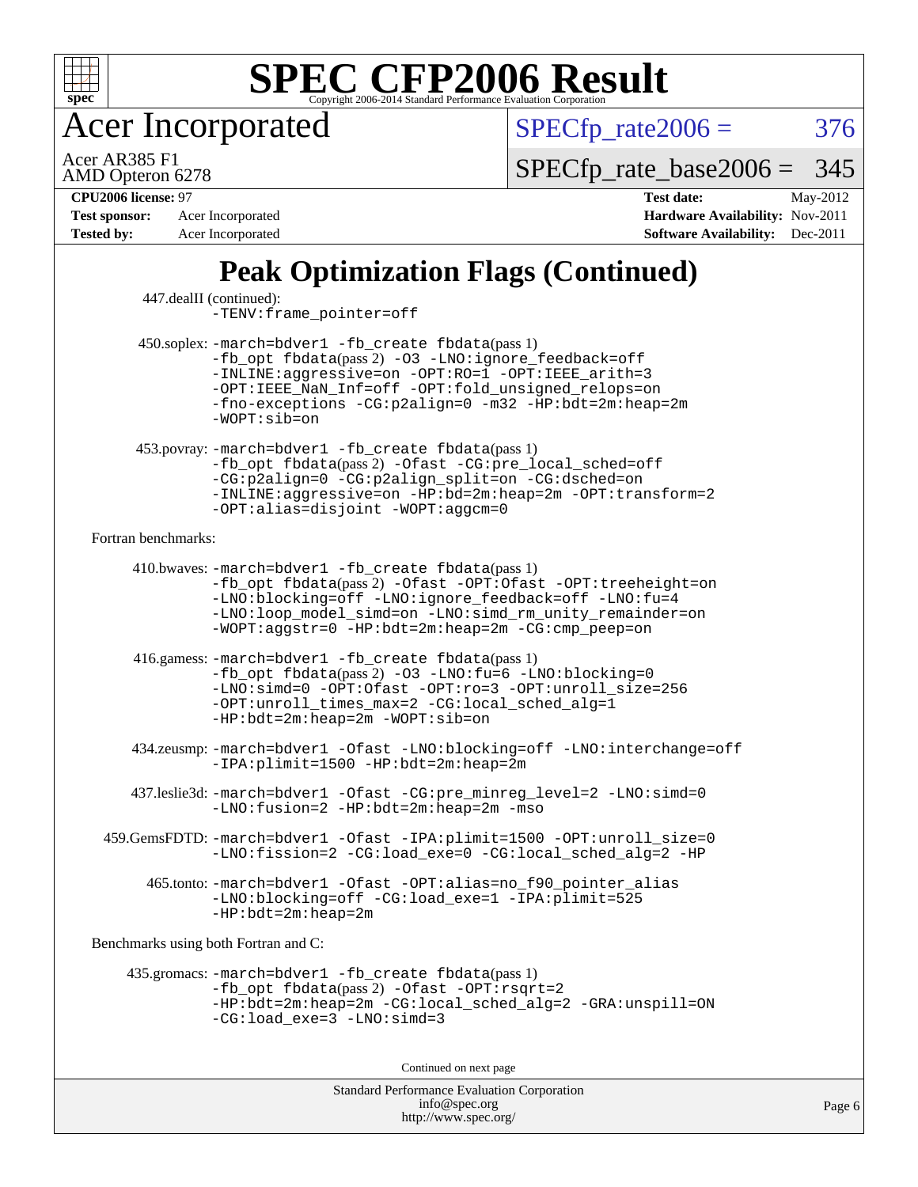# Acer Incorporated

Acer AR385 F1
AMD Opteron 6278

SPECfp_rate2006 = 376

SPECfp_rate_base2006 = 345

**CPU2006 license:** 97
**Test sponsor:** Acer Incorporated
**Tested by:** Acer Incorporated

**Test date:** May-2012
**Hardware Availability:** Nov-2011
**Software Availability:** Dec-2011

## Peak Optimization Flags (Continued)

447.dealII (continued):
-TENV:frame_pointer=off

450.soplex: -march=bdver1 -fb_create fbdata(pass 1) -fb_opt fbdata(pass 2) -O3 -LNO:ignore_feedback=off -INLINE:aggressive=on -OPT:RO=1 -OPT:IEEE_arith=3 -OPT:IEEE_NaN_Inf=off -OPT:fold_unsigned_relops=on -fno-exceptions -CG:p2align=0 -m32 -HP:bdt=2m:heap=2m -WOPT:sib=on

453.povray: -march=bdver1 -fb_create fbdata(pass 1) -fb_opt fbdata(pass 2) -Ofast -CG:pre_local_sched=off -CG:p2align=0 -CG:p2align_split=on -CG:dsched=on -INLINE:aggressive=on -HP:bd=2m:heap=2m -OPT:transform=2 -OPT:alias=disjoint -WOPT:aggcm=0

Fortran benchmarks:

410.bwaves: -march=bdver1 -fb_create fbdata(pass 1) -fb_opt fbdata(pass 2) -Ofast -OPT:Ofast -OPT:treeheight=on -LNO:blocking=off -LNO:ignore_feedback=off -LNO:fu=4 -LNO:loop_model_simd=on -LNO:simd_rm_unity_remainder=on -WOPT:aggstr=0 -HP:bdt=2m:heap=2m -CG:cmp_peep=on

416.gamess: -march=bdver1 -fb_create fbdata(pass 1) -fb_opt fbdata(pass 2) -O3 -LNO:fu=6 -LNO:blocking=0 -LNO:simd=0 -OPT:Ofast -OPT:ro=3 -OPT:unroll_size=256 -OPT:unroll_times_max=2 -CG:local_sched_alg=1 -HP:bdt=2m:heap=2m -WOPT:sib=on

434.zeusmp: -march=bdver1 -Ofast -LNO:blocking=off -LNO:interchange=off -IPA:plimit=1500 -HP:bdt=2m:heap=2m

437.leslie3d: -march=bdver1 -Ofast -CG:pre_minreg_level=2 -LNO:simd=0 -LNO:fusion=2 -HP:bdt=2m:heap=2m -mso

459.GemsFDTD: -march=bdver1 -Ofast -IPA:plimit=1500 -OPT:unroll_size=0 -LNO:fission=2 -CG:load_exe=0 -CG:local_sched_alg=2 -HP

465.tonto: -march=bdver1 -Ofast -OPT:alias=no_f90_pointer_alias -LNO:blocking=off -CG:load_exe=1 -IPA:plimit=525 -HP:bdt=2m:heap=2m

Benchmarks using both Fortran and C:

435.gromacs: -march=bdver1 -fb_create fbdata(pass 1) -fb_opt fbdata(pass 2) -Ofast -OPT:rsqrt=2 -HP:bdt=2m:heap=2m -CG:local_sched_alg=2 -GRA:unspill=ON -CG:load_exe=3 -LNO:simd=3

Continued on next page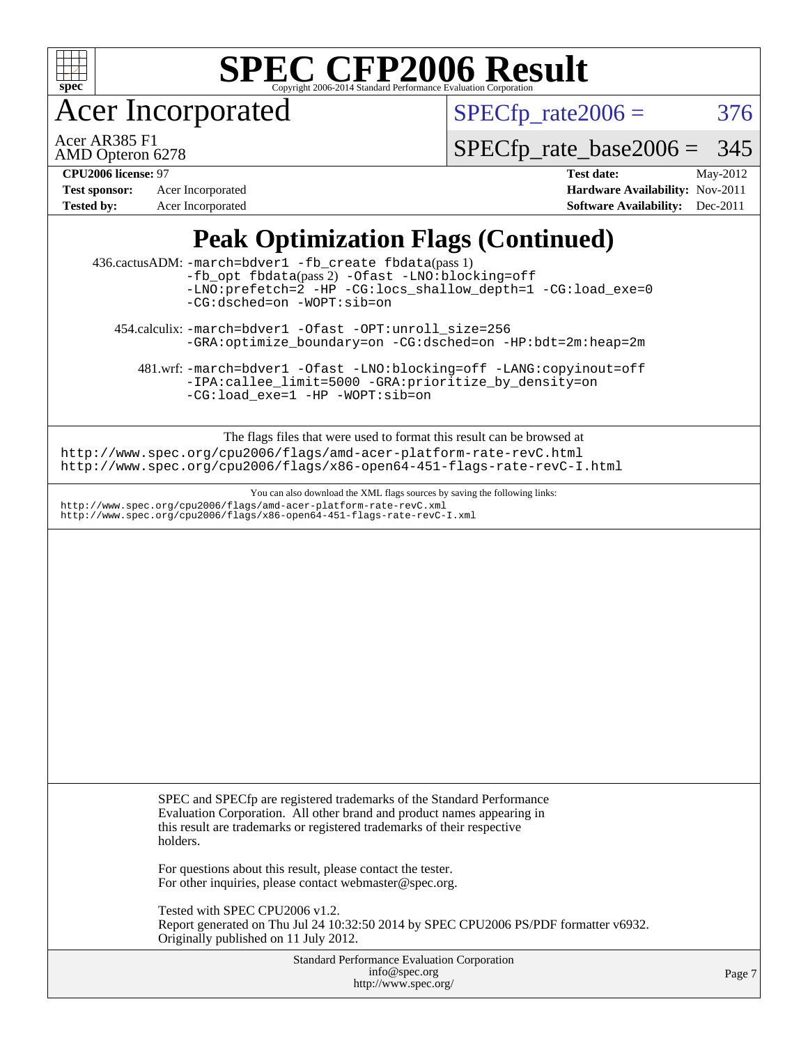# SPEC CFP2006 Result

Copyright 2006-2014 Standard Performance Evaluation Corporation

## Acer Incorporated

Acer AR385 F1
AMD Opteron 6278

SPECfp_rate2006 = 376

SPECfp_rate_base2006 = 345

| | | | |
|---|---|---|---|
| **CPU2006 license:** 97 | | **Test date:** | May-2012 |
| **Test sponsor:** | Acer Incorporated | **Hardware Availability:** | Nov-2011 |
| **Tested by:** | Acer Incorporated | **Software Availability:** | Dec-2011 |

## Peak Optimization Flags (Continued)

436.cactusADM: -march=bdver1 -fb_create fbdata(pass 1) -fb_opt fbdata(pass 2) -Ofast -LNO:blocking=off -LNO:prefetch=2 -HP -CG:locs_shallow_depth=1 -CG:load_exe=0 -CG:dsched=on -WOPT:sib=on

454.calculix: -march=bdver1 -Ofast -OPT:unroll_size=256 -GRA:optimize_boundary=on -CG:dsched=on -HP:bdt=2m:heap=2m

481.wrf: -march=bdver1 -Ofast -LNO:blocking=off -LANG:copyinout=off -IPA:callee_limit=5000 -GRA:prioritize_by_density=on -CG:load_exe=1 -HP -WOPT:sib=on

The flags files that were used to format this result can be browsed at
http://www.spec.org/cpu2006/flags/amd-acer-platform-rate-revC.html
http://www.spec.org/cpu2006/flags/x86-open64-451-flags-rate-revC-I.html

You can also download the XML flags sources by saving the following links:
http://www.spec.org/cpu2006/flags/amd-acer-platform-rate-revC.xml
http://www.spec.org/cpu2006/flags/x86-open64-451-flags-rate-revC-I.xml

SPEC and SPECfp are registered trademarks of the Standard Performance Evaluation Corporation. All other brand and product names appearing in this result are trademarks or registered trademarks of their respective holders.

For questions about this result, please contact the tester.
For other inquiries, please contact webmaster@spec.org.

Tested with SPEC CPU2006 v1.2.
Report generated on Thu Jul 24 10:32:50 2014 by SPEC CPU2006 PS/PDF formatter v6932.
Originally published on 11 July 2012.

Standard Performance Evaluation Corporation
info@spec.org
http://www.spec.org/